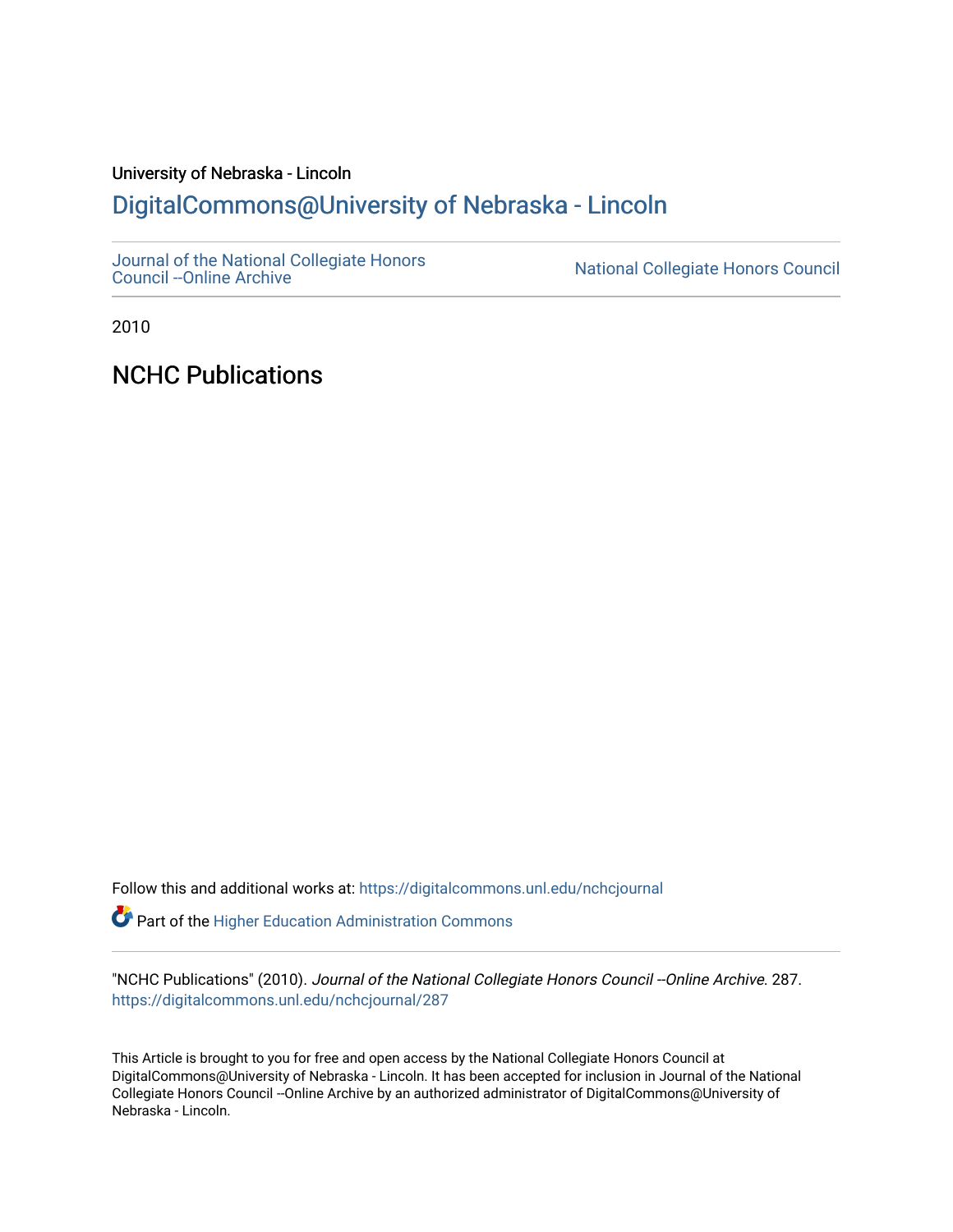University of Nebraska - Lincoln

DigitalCommons@University of Nebraska - Lincoln

Journal of the National Collegiate Honors Council --Online Archive | National Collegiate Honors Council

2010

# NCHC Publications

Follow this and additional works at: https://digitalcommons.unl.edu/nchcjournal

Part of the Higher Education Administration Commons

"NCHC Publications" (2010). *Journal of the National Collegiate Honors Council --Online Archive*. 287.
https://digitalcommons.unl.edu/nchcjournal/287

This Article is brought to you for free and open access by the National Collegiate Honors Council at DigitalCommons@University of Nebraska - Lincoln. It has been accepted for inclusion in Journal of the National Collegiate Honors Council --Online Archive by an authorized administrator of DigitalCommons@University of Nebraska - Lincoln.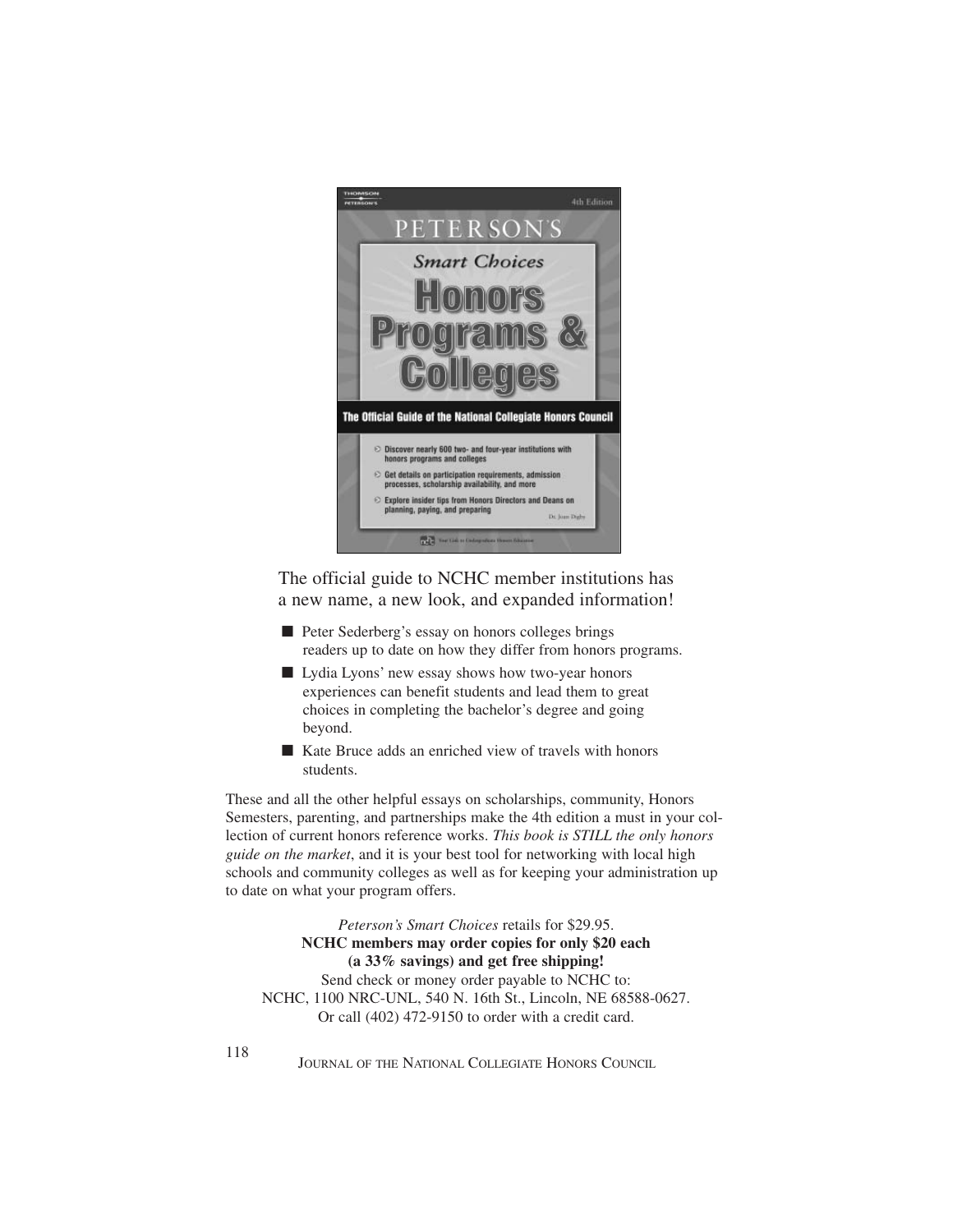The official guide to NCHC member institutions has a new name, a new look, and expanded information!

- Peter Sederberg's essay on honors colleges brings readers up to date on how they differ from honors programs.
- Lydia Lyons' new essay shows how two-year honors experiences can benefit students and lead them to great choices in completing the bachelor's degree and going beyond.
- Kate Bruce adds an enriched view of travels with honors students.

These and all the other helpful essays on scholarships, community, Honors Semesters, parenting, and partnerships make the 4th edition a must in your collection of current honors reference works. *This book is STILL the only honors guide on the market*, and it is your best tool for networking with local high schools and community colleges as well as for keeping your administration up to date on what your program offers.

*Peterson's Smart Choices* retails for $29.95.
**NCHC members may order copies for only $20 each (a 33% savings) and get free shipping!**
Send check or money order payable to NCHC to:
NCHC, 1100 NRC-UNL, 540 N. 16th St., Lincoln, NE 68588-0627.
Or call (402) 472-9150 to order with a credit card.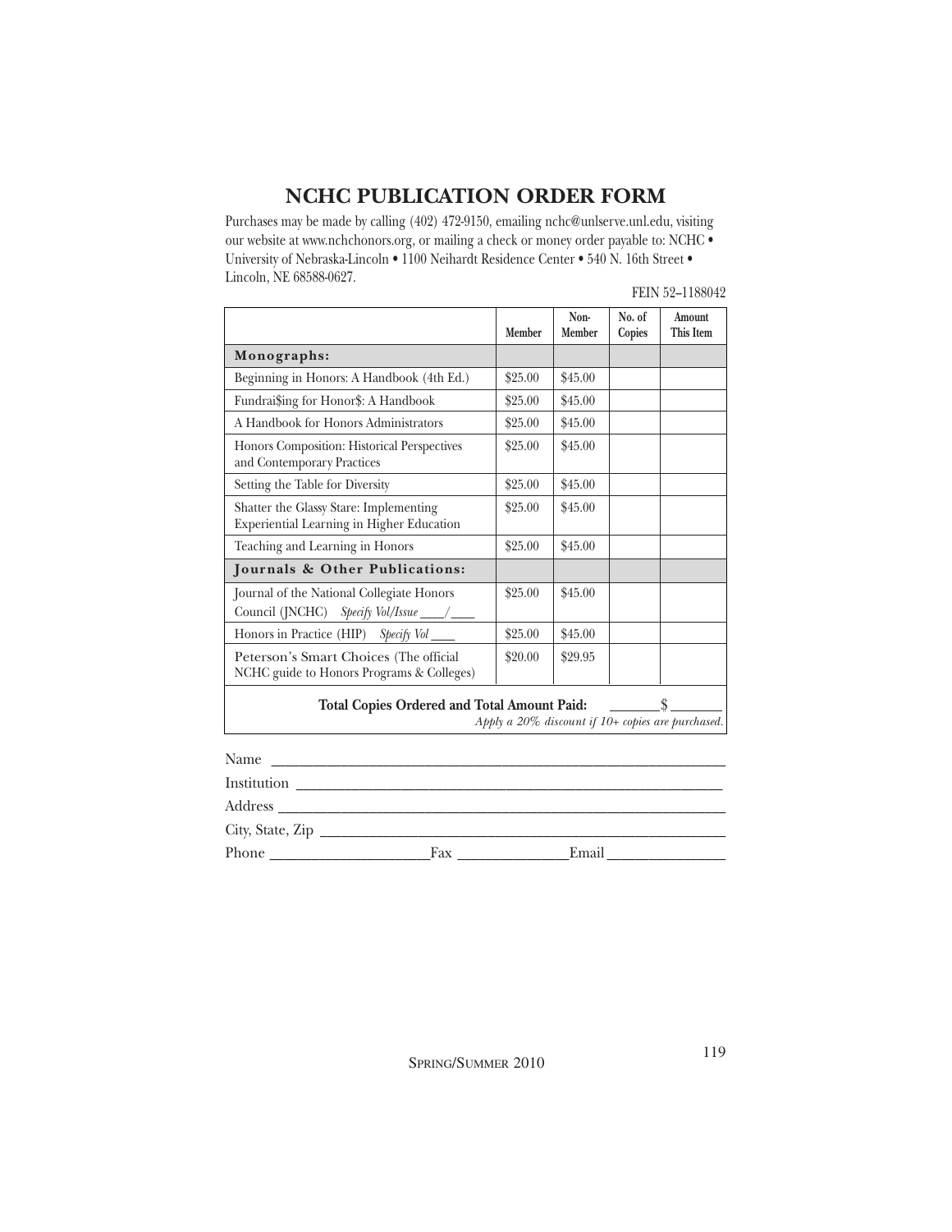# NCHC PUBLICATION ORDER FORM

Purchases may be made by calling (402) 472-9150, emailing nchc@unlserve.unl.edu, visiting our website at www.nchchonors.org, or mailing a check or money order payable to: NCHC • University of Nebraska-Lincoln • 1100 Neihardt Residence Center • 540 N. 16th Street • Lincoln, NE 68588-0627.

FEIN 52–1188042

| | Member | Non-Member | No. of Copies | Amount This Item |
|---|---|---|---|---|
| **Monographs:** | | | | |
| Beginning in Honors: A Handbook (4th Ed.) | $25.00 | $45.00 | | |
| Fundrai$ing for Honor$: A Handbook | $25.00 | $45.00 | | |
| A Handbook for Honors Administrators | $25.00 | $45.00 | | |
| Honors Composition: Historical Perspectives and Contemporary Practices | $25.00 | $45.00 | | |
| Setting the Table for Diversity | $25.00 | $45.00 | | |
| Shatter the Glassy Stare: Implementing Experiential Learning in Higher Education | $25.00 | $45.00 | | |
| Teaching and Learning in Honors | $25.00 | $45.00 | | |
| **Journals & Other Publications:** | | | | |
| Journal of the National Collegiate Honors Council (JNCHC) *Specify Vol/Issue ____/____* | $25.00 | $45.00 | | |
| Honors in Practice (HIP) *Specify Vol ____* | $25.00 | $45.00 | | |
| Peterson's Smart Choices (The official NCHC guide to Honors Programs & Colleges) | $20.00 | $29.95 | | |
| **Total Copies Ordered and Total Amount Paid:** | | | _______ | $_______ |

*Apply a 20% discount if 10+ copies are purchased.*

Name ____________________________________________

Institution ________________________________________

Address __________________________________________

City, State, Zip ____________________________________

Phone ________________ Fax ______________ Email ______________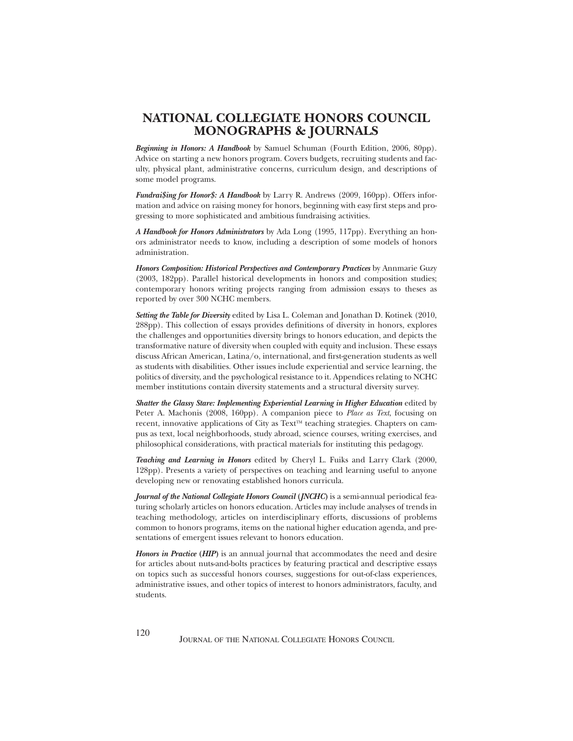# NATIONAL COLLEGIATE HONORS COUNCIL MONOGRAPHS & JOURNALS

***Beginning in Honors: A Handbook*** by Samuel Schuman (Fourth Edition, 2006, 80pp). Advice on starting a new honors program. Covers budgets, recruiting students and faculty, physical plant, administrative concerns, curriculum design, and descriptions of some model programs.

***Fundrai$ing for Honor$: A Handbook*** by Larry R. Andrews (2009, 160pp). Offers information and advice on raising money for honors, beginning with easy first steps and progressing to more sophisticated and ambitious fundraising activities.

***A Handbook for Honors Administrators*** by Ada Long (1995, 117pp). Everything an honors administrator needs to know, including a description of some models of honors administration.

***Honors Composition: Historical Perspectives and Contemporary Practices*** by Annmarie Guzy (2003, 182pp). Parallel historical developments in honors and composition studies; contemporary honors writing projects ranging from admission essays to theses as reported by over 300 NCHC members.

***Setting the Table for Diversity*** edited by Lisa L. Coleman and Jonathan D. Kotinek (2010, 288pp). This collection of essays provides definitions of diversity in honors, explores the challenges and opportunities diversity brings to honors education, and depicts the transformative nature of diversity when coupled with equity and inclusion. These essays discuss African American, Latina/o, international, and first-generation students as well as students with disabilities. Other issues include experiential and service learning, the politics of diversity, and the psychological resistance to it. Appendices relating to NCHC member institutions contain diversity statements and a structural diversity survey.

***Shatter the Glassy Stare: Implementing Experiential Learning in Higher Education*** edited by Peter A. Machonis (2008, 160pp). A companion piece to *Place as Text*, focusing on recent, innovative applications of City as Text™ teaching strategies. Chapters on campus as text, local neighborhoods, study abroad, science courses, writing exercises, and philosophical considerations, with practical materials for instituting this pedagogy.

***Teaching and Learning in Honors*** edited by Cheryl L. Fuiks and Larry Clark (2000, 128pp). Presents a variety of perspectives on teaching and learning useful to anyone developing new or renovating established honors curricula.

***Journal of the National Collegiate Honors Council (JNCHC)*** is a semi-annual periodical featuring scholarly articles on honors education. Articles may include analyses of trends in teaching methodology, articles on interdisciplinary efforts, discussions of problems common to honors programs, items on the national higher education agenda, and presentations of emergent issues relevant to honors education.

***Honors in Practice (HIP)*** is an annual journal that accommodates the need and desire for articles about nuts-and-bolts practices by featuring practical and descriptive essays on topics such as successful honors courses, suggestions for out-of-class experiences, administrative issues, and other topics of interest to honors administrators, faculty, and students.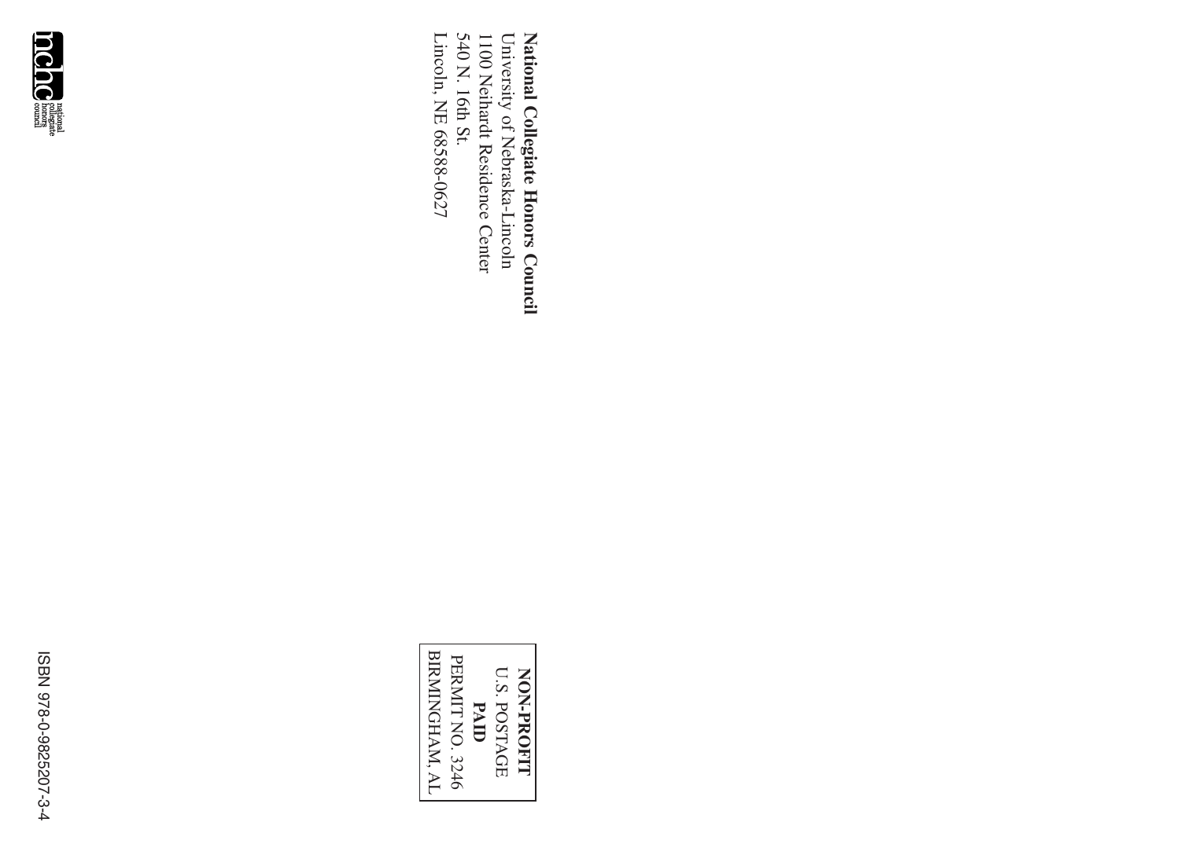**National Collegiate Honors Council**
University of Nebraska-Lincoln
1100 Neihardt Residence Center
540 N. 16th St.
Lincoln, NE 68588-0627

nchc national collegiate honors council

**NON-PROFIT**
U.S. POSTAGE
**PAID**
PERMIT NO. 3246
BIRMINGHAM, AL

ISBN 978-0-9825207-3-4